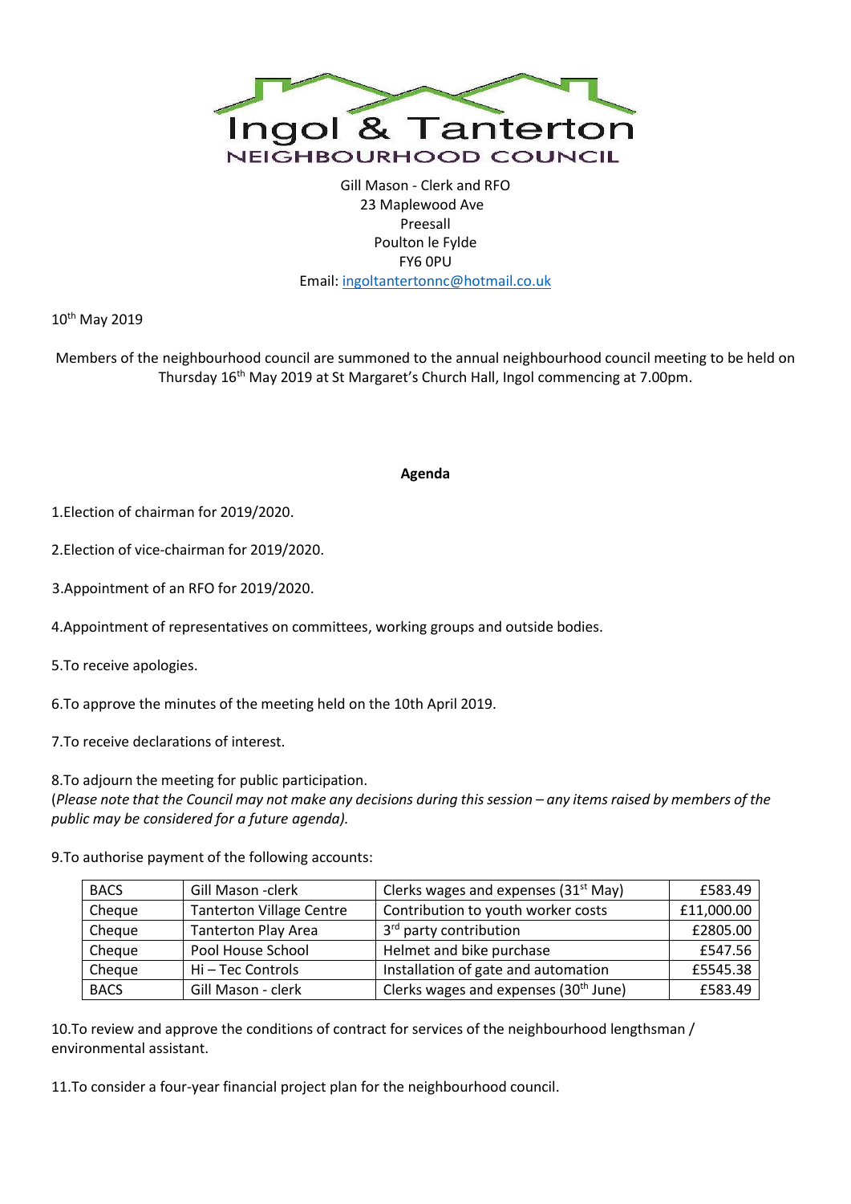# Ingol & Tanterton

## NEIGHBOURHOOD COUNCIL

Gill Mason - Clerk and RFO
23 Maplewood Ave
Preesall
Poulton le Fylde
FY6 0PU
Email: ingoltantertonnc@hotmail.co.uk

10th May 2019

Members of the neighbourhood council are summoned to the annual neighbourhood council meeting to be held on Thursday 16th May 2019 at St Margaret's Church Hall, Ingol commencing at 7.00pm.

**Agenda**

1.Election of chairman for 2019/2020.

2.Election of vice-chairman for 2019/2020.

3.Appointment of an RFO for 2019/2020.

4.Appointment of representatives on committees, working groups and outside bodies.

5.To receive apologies.

6.To approve the minutes of the meeting held on the 10th April 2019.

7.To receive declarations of interest.

8.To adjourn the meeting for public participation.
(*Please note that the Council may not make any decisions during this session – any items raised by members of the public may be considered for a future agenda).*

9.To authorise payment of the following accounts:

| BACS | Gill Mason -clerk | Clerks wages and expenses (31st May) | £583.49 |
|---|---|---|---|
| Cheque | Tanterton Village Centre | Contribution to youth worker costs | £11,000.00 |
| Cheque | Tanterton Play Area | 3rd party contribution | £2805.00 |
| Cheque | Pool House School | Helmet and bike purchase | £547.56 |
| Cheque | Hi – Tec Controls | Installation of gate and automation | £5545.38 |
| BACS | Gill Mason - clerk | Clerks wages and expenses (30th June) | £583.49 |

10.To review and approve the conditions of contract for services of the neighbourhood lengthsman / environmental assistant.

11.To consider a four-year financial project plan for the neighbourhood council.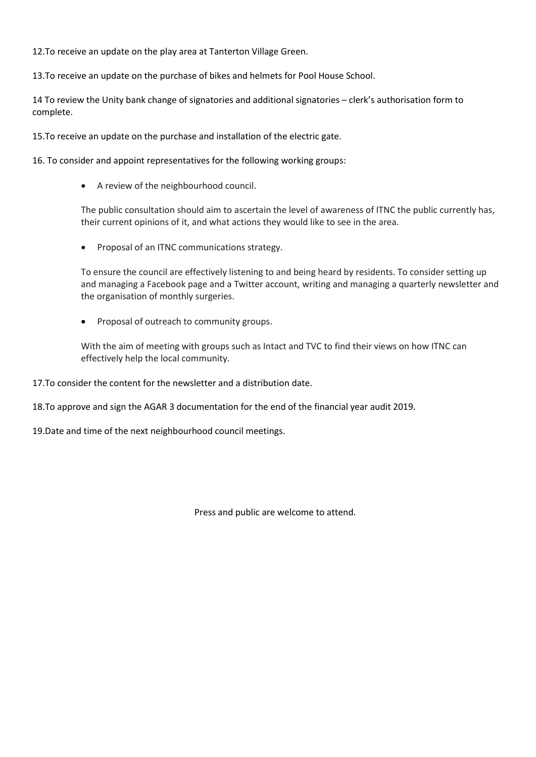12.To receive an update on the play area at Tanterton Village Green.

13.To receive an update on the purchase of bikes and helmets for Pool House School.

14 To review the Unity bank change of signatories and additional signatories – clerk's authorisation form to complete.

15.To receive an update on the purchase and installation of the electric gate.

16. To consider and appoint representatives for the following working groups:

- A review of the neighbourhood council.

  The public consultation should aim to ascertain the level of awareness of ITNC the public currently has, their current opinions of it, and what actions they would like to see in the area.

- Proposal of an ITNC communications strategy.

  To ensure the council are effectively listening to and being heard by residents. To consider setting up and managing a Facebook page and a Twitter account, writing and managing a quarterly newsletter and the organisation of monthly surgeries.

- Proposal of outreach to community groups.

  With the aim of meeting with groups such as Intact and TVC to find their views on how ITNC can effectively help the local community.

17.To consider the content for the newsletter and a distribution date.

18.To approve and sign the AGAR 3 documentation for the end of the financial year audit 2019.

19.Date and time of the next neighbourhood council meetings.

Press and public are welcome to attend.